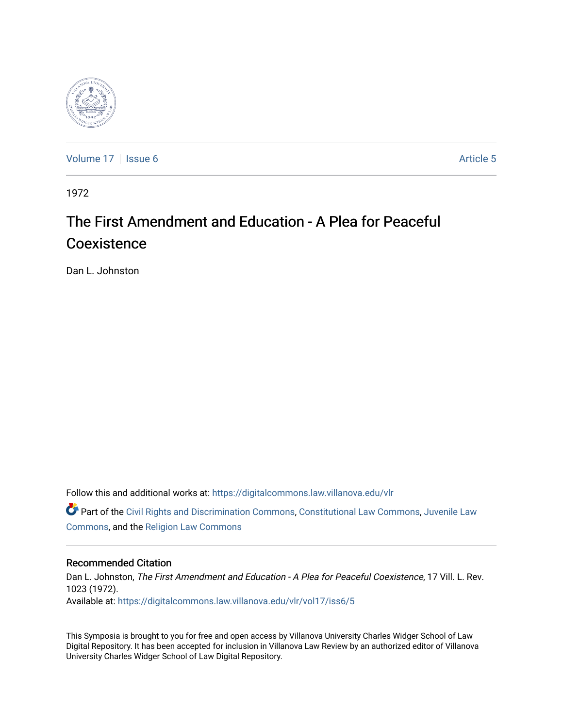Volume 17 | Issue 6 | Article 5

1972

# The First Amendment and Education - A Plea for Peaceful Coexistence

Dan L. Johnston

Follow this and additional works at: https://digitalcommons.law.villanova.edu/vlr

Part of the Civil Rights and Discrimination Commons, Constitutional Law Commons, Juvenile Law Commons, and the Religion Law Commons

## Recommended Citation

Dan L. Johnston, *The First Amendment and Education - A Plea for Peaceful Coexistence*, 17 Vill. L. Rev. 1023 (1972).

Available at: https://digitalcommons.law.villanova.edu/vlr/vol17/iss6/5

This Symposia is brought to you for free and open access by Villanova University Charles Widger School of Law Digital Repository. It has been accepted for inclusion in Villanova Law Review by an authorized editor of Villanova University Charles Widger School of Law Digital Repository.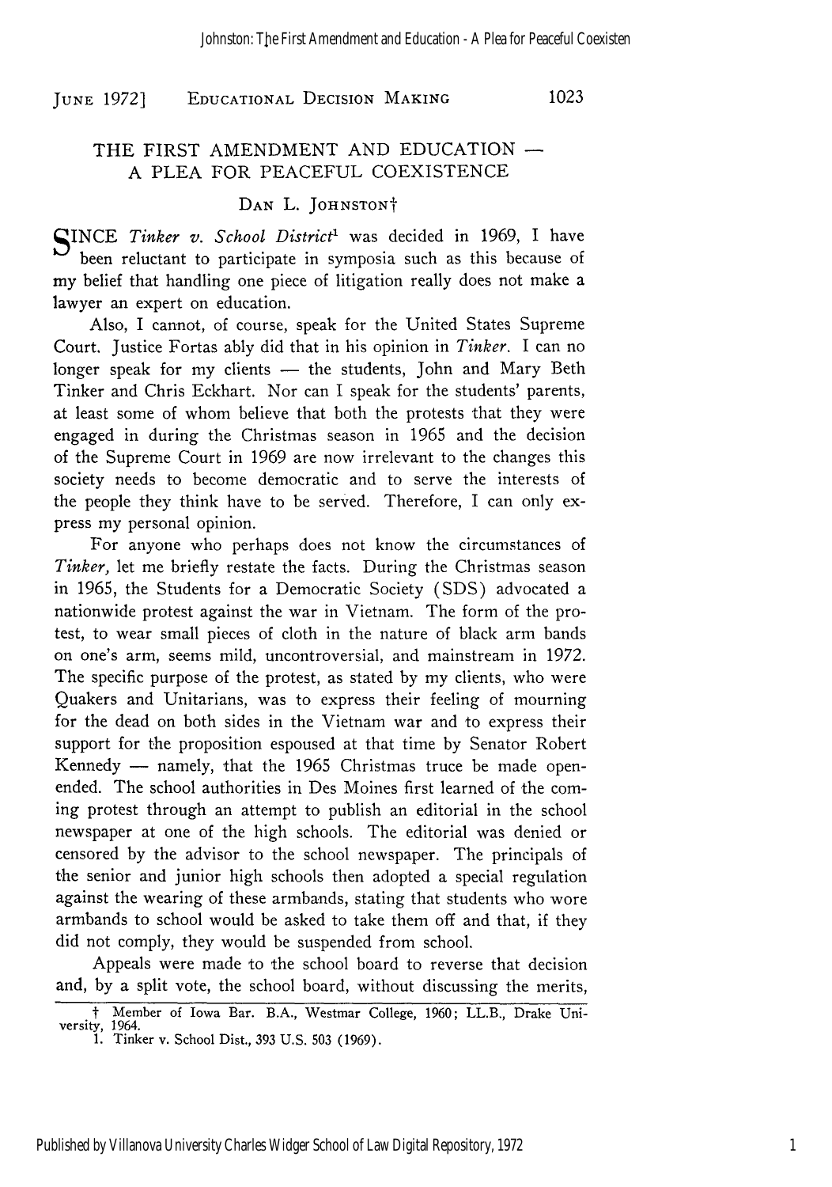# THE FIRST AMENDMENT AND EDUCATION — A PLEA FOR PEACEFUL COEXISTENCE

DAN L. JOHNSTON†

SINCE *Tinker v. School District*[1] was decided in 1969, I have been reluctant to participate in symposia such as this because of my belief that handling one piece of litigation really does not make a lawyer an expert on education.

Also, I cannot, of course, speak for the United States Supreme Court. Justice Fortas ably did that in his opinion in *Tinker*. I can no longer speak for my clients — the students, John and Mary Beth Tinker and Chris Eckhart. Nor can I speak for the students' parents, at least some of whom believe that both the protests that they were engaged in during the Christmas season in 1965 and the decision of the Supreme Court in 1969 are now irrelevant to the changes this society needs to become democratic and to serve the interests of the people they think have to be served. Therefore, I can only express my personal opinion.

For anyone who perhaps does not know the circumstances of *Tinker*, let me briefly restate the facts. During the Christmas season in 1965, the Students for a Democratic Society (SDS) advocated a nationwide protest against the war in Vietnam. The form of the protest, to wear small pieces of cloth in the nature of black arm bands on one's arm, seems mild, uncontroversial, and mainstream in 1972. The specific purpose of the protest, as stated by my clients, who were Quakers and Unitarians, was to express their feeling of mourning for the dead on both sides in the Vietnam war and to express their support for the proposition espoused at that time by Senator Robert Kennedy — namely, that the 1965 Christmas truce be made open-ended. The school authorities in Des Moines first learned of the coming protest through an attempt to publish an editorial in the school newspaper at one of the high schools. The editorial was denied or censored by the advisor to the school newspaper. The principals of the senior and junior high schools then adopted a special regulation against the wearing of these armbands, stating that students who wore armbands to school would be asked to take them off and that, if they did not comply, they would be suspended from school.

Appeals were made to the school board to reverse that decision and, by a split vote, the school board, without discussing the merits,

---

† Member of Iowa Bar. B.A., Westmar College, 1960; LL.B., Drake University, 1964.

1. Tinker v. School Dist., 393 U.S. 503 (1969).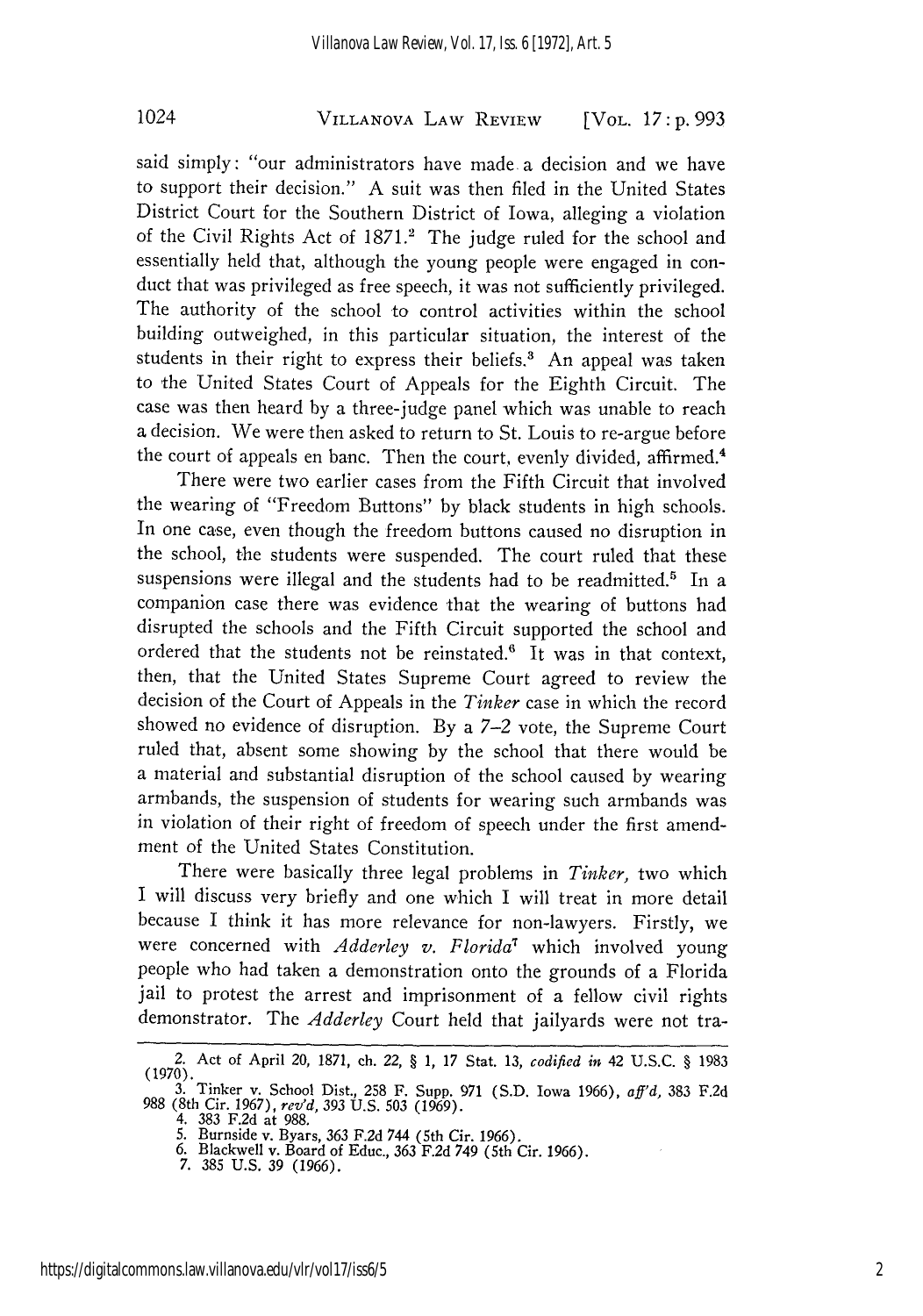said simply: "our administrators have made a decision and we have to support their decision." A suit was then filed in the United States District Court for the Southern District of Iowa, alleging a violation of the Civil Rights Act of 1871.[2] The judge ruled for the school and essentially held that, although the young people were engaged in conduct that was privileged as free speech, it was not sufficiently privileged. The authority of the school to control activities within the school building outweighed, in this particular situation, the interest of the students in their right to express their beliefs.[3] An appeal was taken to the United States Court of Appeals for the Eighth Circuit. The case was then heard by a three-judge panel which was unable to reach a decision. We were then asked to return to St. Louis to re-argue before the court of appeals en banc. Then the court, evenly divided, affirmed.[4]

There were two earlier cases from the Fifth Circuit that involved the wearing of "Freedom Buttons" by black students in high schools. In one case, even though the freedom buttons caused no disruption in the school, the students were suspended. The court ruled that these suspensions were illegal and the students had to be readmitted.[5] In a companion case there was evidence that the wearing of buttons had disrupted the schools and the Fifth Circuit supported the school and ordered that the students not be reinstated.[6] It was in that context, then, that the United States Supreme Court agreed to review the decision of the Court of Appeals in the *Tinker* case in which the record showed no evidence of disruption. By a 7–2 vote, the Supreme Court ruled that, absent some showing by the school that there would be a material and substantial disruption of the school caused by wearing armbands, the suspension of students for wearing such armbands was in violation of their right of freedom of speech under the first amendment of the United States Constitution.

There were basically three legal problems in *Tinker,* two which I will discuss very briefly and one which I will treat in more detail because I think it has more relevance for non-lawyers. Firstly, we were concerned with *Adderley v. Florida*[7] which involved young people who had taken a demonstration onto the grounds of a Florida jail to protest the arrest and imprisonment of a fellow civil rights demonstrator. The *Adderley* Court held that jailyards were not tra-

---

2. Act of April 20, 1871, ch. 22, § 1, 17 Stat. 13, *codified in* 42 U.S.C. § 1983 (1970).

3. Tinker v. School Dist., 258 F. Supp. 971 (S.D. Iowa 1966), *aff'd,* 383 F.2d 988 (8th Cir. 1967), *rev'd,* 393 U.S. 503 (1969).

4. 383 F.2d at 988.

5. Burnside v. Byars, 363 F.2d 744 (5th Cir. 1966).

6. Blackwell v. Board of Educ., 363 F.2d 749 (5th Cir. 1966).

7. 385 U.S. 39 (1966).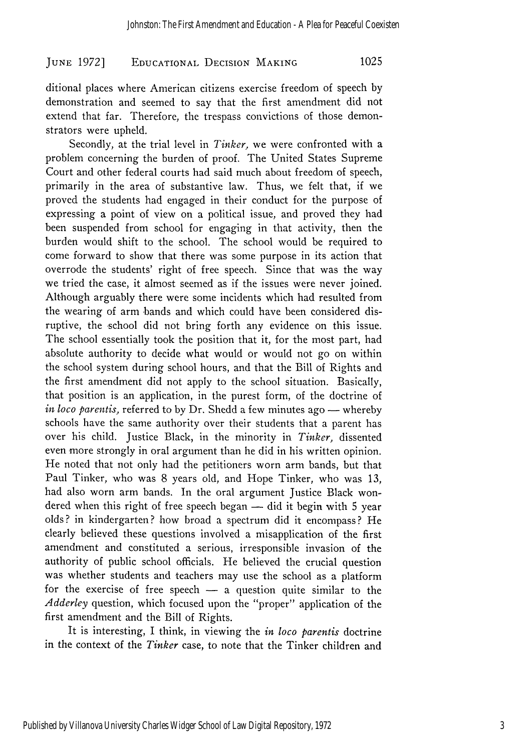ditional places where American citizens exercise freedom of speech by demonstration and seemed to say that the first amendment did not extend that far. Therefore, the trespass convictions of those demonstrators were upheld.

Secondly, at the trial level in *Tinker,* we were confronted with a problem concerning the burden of proof. The United States Supreme Court and other federal courts had said much about freedom of speech, primarily in the area of substantive law. Thus, we felt that, if we proved the students had engaged in their conduct for the purpose of expressing a point of view on a political issue, and proved they had been suspended from school for engaging in that activity, then the burden would shift to the school. The school would be required to come forward to show that there was some purpose in its action that overrode the students' right of free speech. Since that was the way we tried the case, it almost seemed as if the issues were never joined. Although arguably there were some incidents which had resulted from the wearing of arm bands and which could have been considered disruptive, the school did not bring forth any evidence on this issue. The school essentially took the position that it, for the most part, had absolute authority to decide what would or would not go on within the school system during school hours, and that the Bill of Rights and the first amendment did not apply to the school situation. Basically, that position is an application, in the purest form, of the doctrine of *in loco parentis,* referred to by Dr. Shedd a few minutes ago — whereby schools have the same authority over their students that a parent has over his child. Justice Black, in the minority in *Tinker,* dissented even more strongly in oral argument than he did in his written opinion. He noted that not only had the petitioners worn arm bands, but that Paul Tinker, who was 8 years old, and Hope Tinker, who was 13, had also worn arm bands. In the oral argument Justice Black wondered when this right of free speech began — did it begin with 5 year olds? in kindergarten? how broad a spectrum did it encompass? He clearly believed these questions involved a misapplication of the first amendment and constituted a serious, irresponsible invasion of the authority of public school officials. He believed the crucial question was whether students and teachers may use the school as a platform for the exercise of free speech — a question quite similar to the *Adderley* question, which focused upon the "proper" application of the first amendment and the Bill of Rights.

It is interesting, I think, in viewing the *in loco parentis* doctrine in the context of the *Tinker* case, to note that the Tinker children and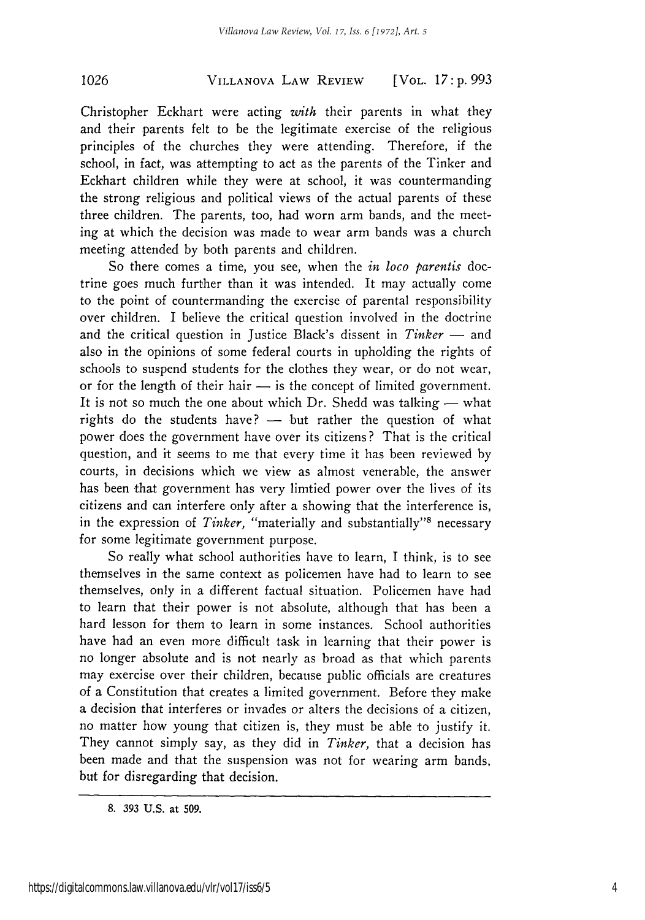Christopher Eckhart were acting *with* their parents in what they and their parents felt to be the legitimate exercise of the religious principles of the churches they were attending. Therefore, if the school, in fact, was attempting to act as the parents of the Tinker and Eckhart children while they were at school, it was countermanding the strong religious and political views of the actual parents of these three children. The parents, too, had worn arm bands, and the meeting at which the decision was made to wear arm bands was a church meeting attended by both parents and children.

So there comes a time, you see, when the *in loco parentis* doctrine goes much further than it was intended. It may actually come to the point of countermanding the exercise of parental responsibility over children. I believe the critical question involved in the doctrine and the critical question in Justice Black's dissent in *Tinker* — and also in the opinions of some federal courts in upholding the rights of schools to suspend students for the clothes they wear, or do not wear, or for the length of their hair — is the concept of limited government. It is not so much the one about which Dr. Shedd was talking — what rights do the students have? — but rather the question of what power does the government have over its citizens? That is the critical question, and it seems to me that every time it has been reviewed by courts, in decisions which we view as almost venerable, the answer has been that government has very limtied power over the lives of its citizens and can interfere only after a showing that the interference is, in the expression of *Tinker,* "materially and substantially"[8] necessary for some legitimate government purpose.

So really what school authorities have to learn, I think, is to see themselves in the same context as policemen have had to learn to see themselves, only in a different factual situation. Policemen have had to learn that their power is not absolute, although that has been a hard lesson for them to learn in some instances. School authorities have had an even more difficult task in learning that their power is no longer absolute and is not nearly as broad as that which parents may exercise over their children, because public officials are creatures of a Constitution that creates a limited government. Before they make a decision that interferes or invades or alters the decisions of a citizen, no matter how young that citizen is, they must be able to justify it. They cannot simply say, as they did in *Tinker,* that a decision has been made and that the suspension was not for wearing arm bands, but for disregarding that decision.

---

8. 393 U.S. at 509.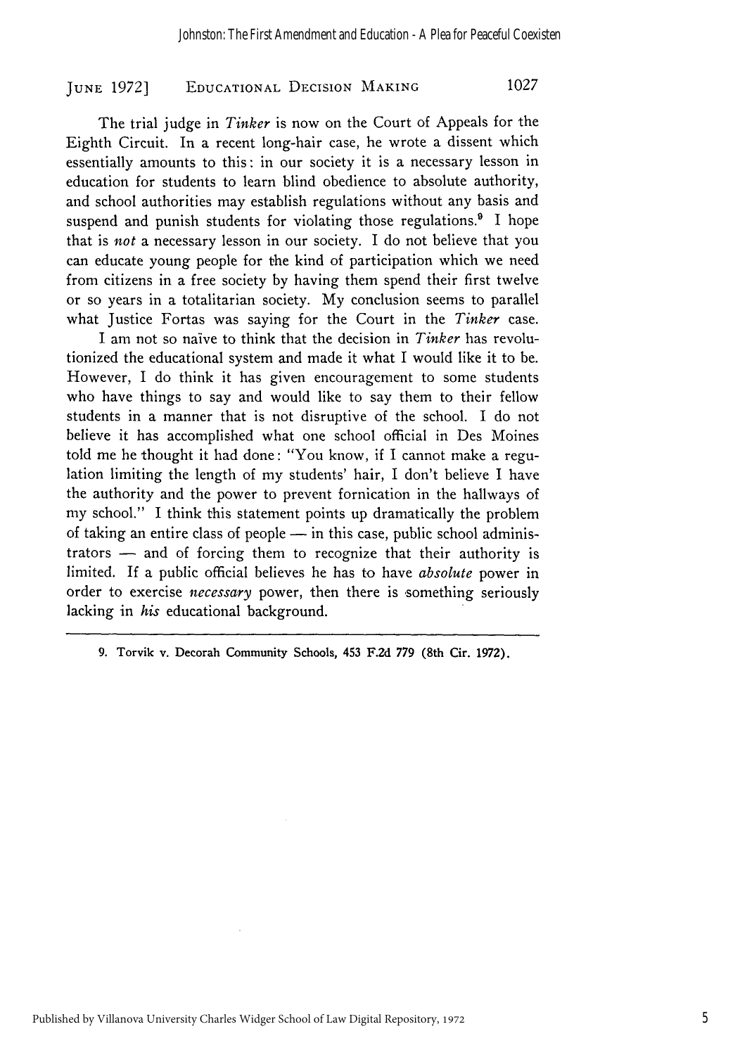The trial judge in *Tinker* is now on the Court of Appeals for the Eighth Circuit. In a recent long-hair case, he wrote a dissent which essentially amounts to this: in our society it is a necessary lesson in education for students to learn blind obedience to absolute authority, and school authorities may establish regulations without any basis and suspend and punish students for violating those regulations.[9] I hope that is *not* a necessary lesson in our society. I do not believe that you can educate young people for the kind of participation which we need from citizens in a free society by having them spend their first twelve or so years in a totalitarian society. My conclusion seems to parallel what Justice Fortas was saying for the Court in the *Tinker* case.

I am not so naïve to think that the decision in *Tinker* has revolutionized the educational system and made it what I would like it to be. However, I do think it has given encouragement to some students who have things to say and would like to say them to their fellow students in a manner that is not disruptive of the school. I do not believe it has accomplished what one school official in Des Moines told me he thought it had done: "You know, if I cannot make a regulation limiting the length of my students' hair, I don't believe I have the authority and the power to prevent fornication in the hallways of my school." I think this statement points up dramatically the problem of taking an entire class of people — in this case, public school administrators — and of forcing them to recognize that their authority is limited. If a public official believes he has to have *absolute* power in order to exercise *necessary* power, then there is something seriously lacking in *his* educational background.

---

9. Torvik v. Decorah Community Schools, 453 F.2d 779 (8th Cir. 1972).